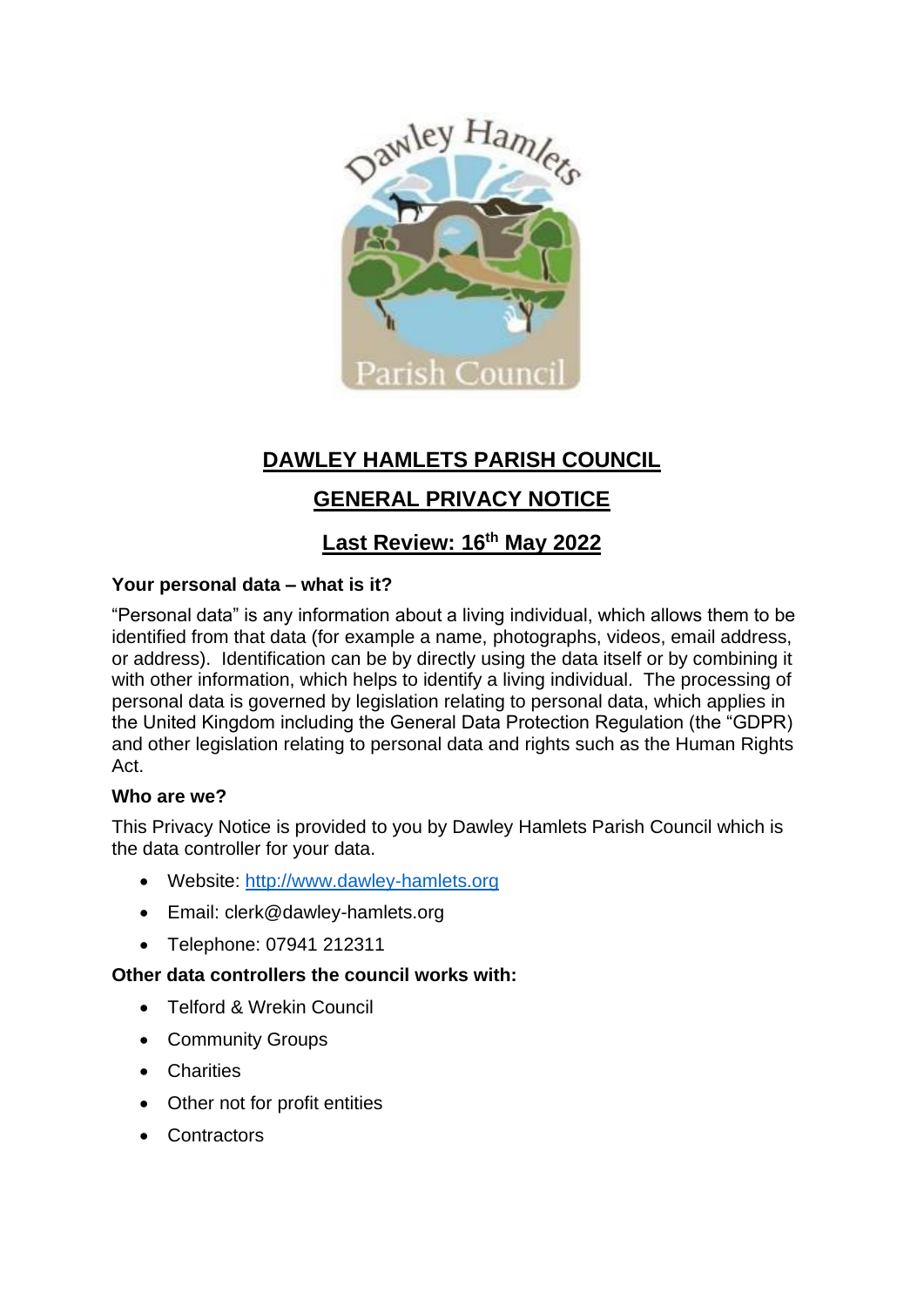# DAWLEY HAMLETS PARISH COUNCIL

## GENERAL PRIVACY NOTICE

## Last Review: 16th May 2022

### Your personal data – what is it?

"Personal data" is any information about a living individual, which allows them to be identified from that data (for example a name, photographs, videos, email address, or address). Identification can be by directly using the data itself or by combining it with other information, which helps to identify a living individual. The processing of personal data is governed by legislation relating to personal data, which applies in the United Kingdom including the General Data Protection Regulation (the "GDPR) and other legislation relating to personal data and rights such as the Human Rights Act.

### Who are we?

This Privacy Notice is provided to you by Dawley Hamlets Parish Council which is the data controller for your data.

- Website: [http://www.dawley-hamlets.org](http://www.dawley-hamlets.org)
- Email: clerk@dawley-hamlets.org
- Telephone: 07941 212311

### Other data controllers the council works with:

- Telford & Wrekin Council
- Community Groups
- Charities
- Other not for profit entities
- Contractors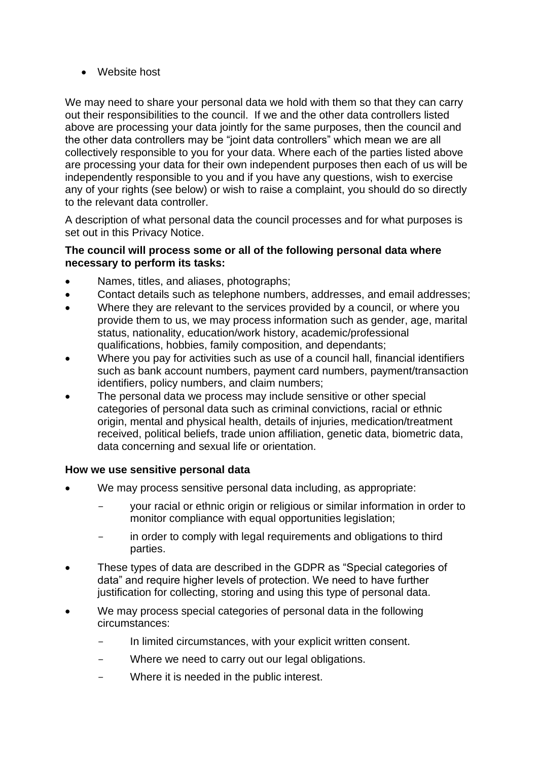- Website host

We may need to share your personal data we hold with them so that they can carry out their responsibilities to the council. If we and the other data controllers listed above are processing your data jointly for the same purposes, then the council and the other data controllers may be "joint data controllers" which mean we are all collectively responsible to you for your data. Where each of the parties listed above are processing your data for their own independent purposes then each of us will be independently responsible to you and if you have any questions, wish to exercise any of your rights (see below) or wish to raise a complaint, you should do so directly to the relevant data controller.

A description of what personal data the council processes and for what purposes is set out in this Privacy Notice.

**The council will process some or all of the following personal data where necessary to perform its tasks:**

- Names, titles, and aliases, photographs;
- Contact details such as telephone numbers, addresses, and email addresses;
- Where they are relevant to the services provided by a council, or where you provide them to us, we may process information such as gender, age, marital status, nationality, education/work history, academic/professional qualifications, hobbies, family composition, and dependants;
- Where you pay for activities such as use of a council hall, financial identifiers such as bank account numbers, payment card numbers, payment/transaction identifiers, policy numbers, and claim numbers;
- The personal data we process may include sensitive or other special categories of personal data such as criminal convictions, racial or ethnic origin, mental and physical health, details of injuries, medication/treatment received, political beliefs, trade union affiliation, genetic data, biometric data, data concerning and sexual life or orientation.

**How we use sensitive personal data**

- We may process sensitive personal data including, as appropriate:
  - your racial or ethnic origin or religious or similar information in order to monitor compliance with equal opportunities legislation;
  - in order to comply with legal requirements and obligations to third parties.
- These types of data are described in the GDPR as "Special categories of data" and require higher levels of protection. We need to have further justification for collecting, storing and using this type of personal data.
- We may process special categories of personal data in the following circumstances:
  - In limited circumstances, with your explicit written consent.
  - Where we need to carry out our legal obligations.
  - Where it is needed in the public interest.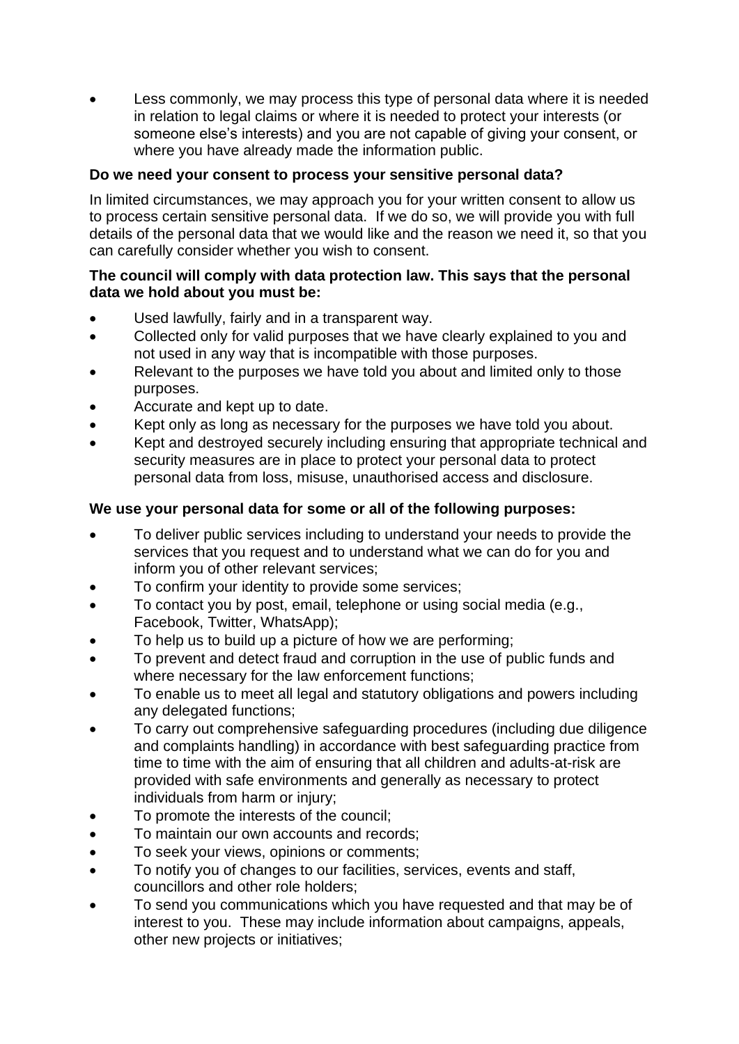- Less commonly, we may process this type of personal data where it is needed in relation to legal claims or where it is needed to protect your interests (or someone else's interests) and you are not capable of giving your consent, or where you have already made the information public.

**Do we need your consent to process your sensitive personal data?**

In limited circumstances, we may approach you for your written consent to allow us to process certain sensitive personal data. If we do so, we will provide you with full details of the personal data that we would like and the reason we need it, so that you can carefully consider whether you wish to consent.

**The council will comply with data protection law. This says that the personal data we hold about you must be:**

- Used lawfully, fairly and in a transparent way.
- Collected only for valid purposes that we have clearly explained to you and not used in any way that is incompatible with those purposes.
- Relevant to the purposes we have told you about and limited only to those purposes.
- Accurate and kept up to date.
- Kept only as long as necessary for the purposes we have told you about.
- Kept and destroyed securely including ensuring that appropriate technical and security measures are in place to protect your personal data to protect personal data from loss, misuse, unauthorised access and disclosure.

**We use your personal data for some or all of the following purposes:**

- To deliver public services including to understand your needs to provide the services that you request and to understand what we can do for you and inform you of other relevant services;
- To confirm your identity to provide some services;
- To contact you by post, email, telephone or using social media (e.g., Facebook, Twitter, WhatsApp);
- To help us to build up a picture of how we are performing;
- To prevent and detect fraud and corruption in the use of public funds and where necessary for the law enforcement functions;
- To enable us to meet all legal and statutory obligations and powers including any delegated functions;
- To carry out comprehensive safeguarding procedures (including due diligence and complaints handling) in accordance with best safeguarding practice from time to time with the aim of ensuring that all children and adults-at-risk are provided with safe environments and generally as necessary to protect individuals from harm or injury;
- To promote the interests of the council;
- To maintain our own accounts and records;
- To seek your views, opinions or comments;
- To notify you of changes to our facilities, services, events and staff, councillors and other role holders;
- To send you communications which you have requested and that may be of interest to you. These may include information about campaigns, appeals, other new projects or initiatives;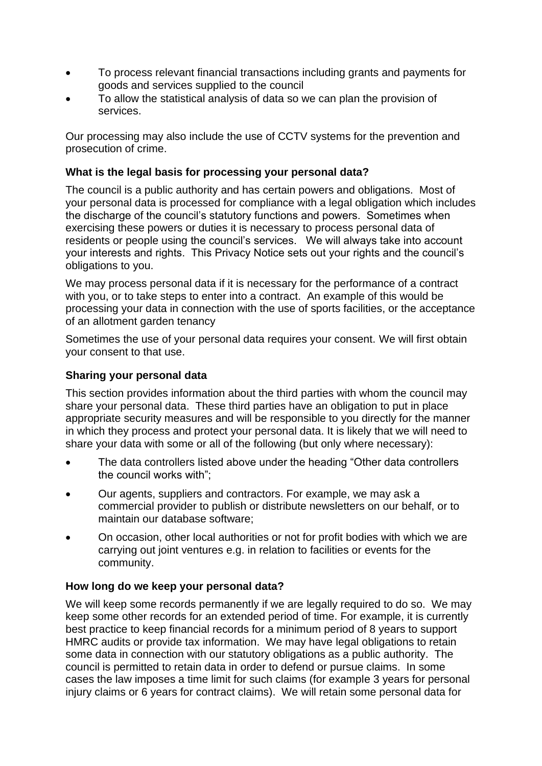- To process relevant financial transactions including grants and payments for goods and services supplied to the council
- To allow the statistical analysis of data so we can plan the provision of services.

Our processing may also include the use of CCTV systems for the prevention and prosecution of crime.

**What is the legal basis for processing your personal data?**

The council is a public authority and has certain powers and obligations. Most of your personal data is processed for compliance with a legal obligation which includes the discharge of the council's statutory functions and powers. Sometimes when exercising these powers or duties it is necessary to process personal data of residents or people using the council's services. We will always take into account your interests and rights. This Privacy Notice sets out your rights and the council's obligations to you.

We may process personal data if it is necessary for the performance of a contract with you, or to take steps to enter into a contract. An example of this would be processing your data in connection with the use of sports facilities, or the acceptance of an allotment garden tenancy

Sometimes the use of your personal data requires your consent. We will first obtain your consent to that use.

**Sharing your personal data**

This section provides information about the third parties with whom the council may share your personal data. These third parties have an obligation to put in place appropriate security measures and will be responsible to you directly for the manner in which they process and protect your personal data. It is likely that we will need to share your data with some or all of the following (but only where necessary):

- The data controllers listed above under the heading "Other data controllers the council works with";
- Our agents, suppliers and contractors. For example, we may ask a commercial provider to publish or distribute newsletters on our behalf, or to maintain our database software;
- On occasion, other local authorities or not for profit bodies with which we are carrying out joint ventures e.g. in relation to facilities or events for the community.

**How long do we keep your personal data?**

We will keep some records permanently if we are legally required to do so. We may keep some other records for an extended period of time. For example, it is currently best practice to keep financial records for a minimum period of 8 years to support HMRC audits or provide tax information. We may have legal obligations to retain some data in connection with our statutory obligations as a public authority. The council is permitted to retain data in order to defend or pursue claims. In some cases the law imposes a time limit for such claims (for example 3 years for personal injury claims or 6 years for contract claims). We will retain some personal data for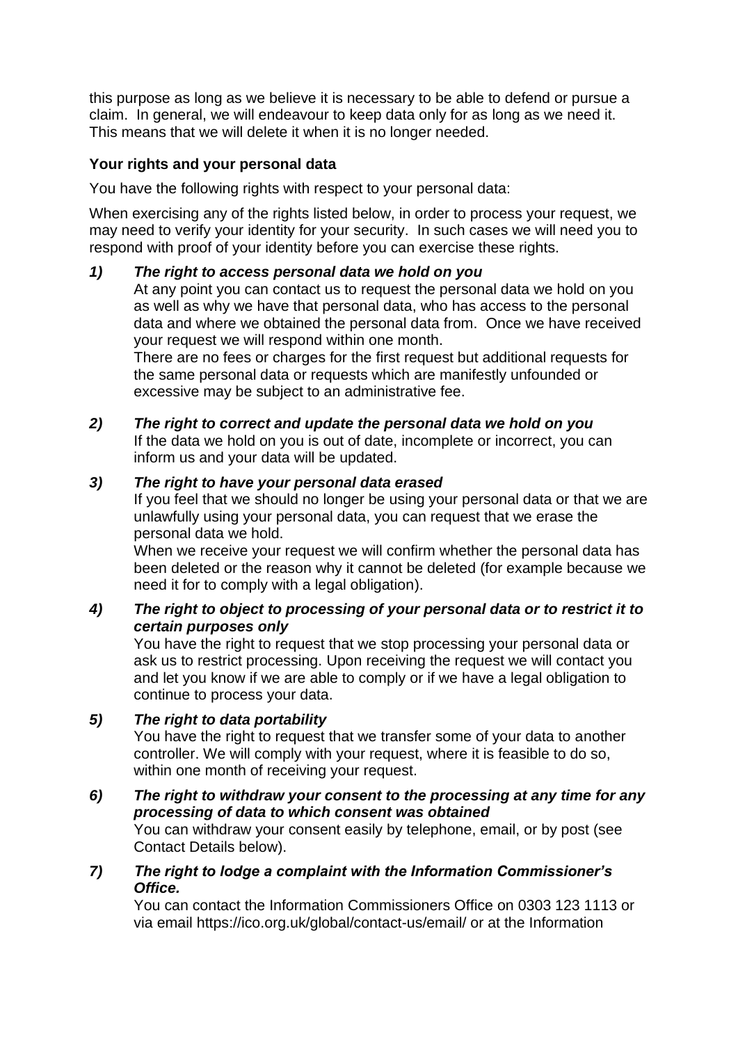this purpose as long as we believe it is necessary to be able to defend or pursue a claim. In general, we will endeavour to keep data only for as long as we need it. This means that we will delete it when it is no longer needed.

**Your rights and your personal data**

You have the following rights with respect to your personal data:

When exercising any of the rights listed below, in order to process your request, we may need to verify your identity for your security. In such cases we will need you to respond with proof of your identity before you can exercise these rights.

1) ***The right to access personal data we hold on you***
   At any point you can contact us to request the personal data we hold on you as well as why we have that personal data, who has access to the personal data and where we obtained the personal data from. Once we have received your request we will respond within one month.
   There are no fees or charges for the first request but additional requests for the same personal data or requests which are manifestly unfounded or excessive may be subject to an administrative fee.

2) ***The right to correct and update the personal data we hold on you***
   If the data we hold on you is out of date, incomplete or incorrect, you can inform us and your data will be updated.

3) ***The right to have your personal data erased***
   If you feel that we should no longer be using your personal data or that we are unlawfully using your personal data, you can request that we erase the personal data we hold.
   When we receive your request we will confirm whether the personal data has been deleted or the reason why it cannot be deleted (for example because we need it for to comply with a legal obligation).

4) ***The right to object to processing of your personal data or to restrict it to certain purposes only***
   You have the right to request that we stop processing your personal data or ask us to restrict processing. Upon receiving the request we will contact you and let you know if we are able to comply or if we have a legal obligation to continue to process your data.

5) ***The right to data portability***
   You have the right to request that we transfer some of your data to another controller. We will comply with your request, where it is feasible to do so, within one month of receiving your request.

6) ***The right to withdraw your consent to the processing at any time for any processing of data to which consent was obtained***
   You can withdraw your consent easily by telephone, email, or by post (see Contact Details below).

7) ***The right to lodge a complaint with the Information Commissioner's Office.***
   You can contact the Information Commissioners Office on 0303 123 1113 or via email https://ico.org.uk/global/contact-us/email/ or at the Information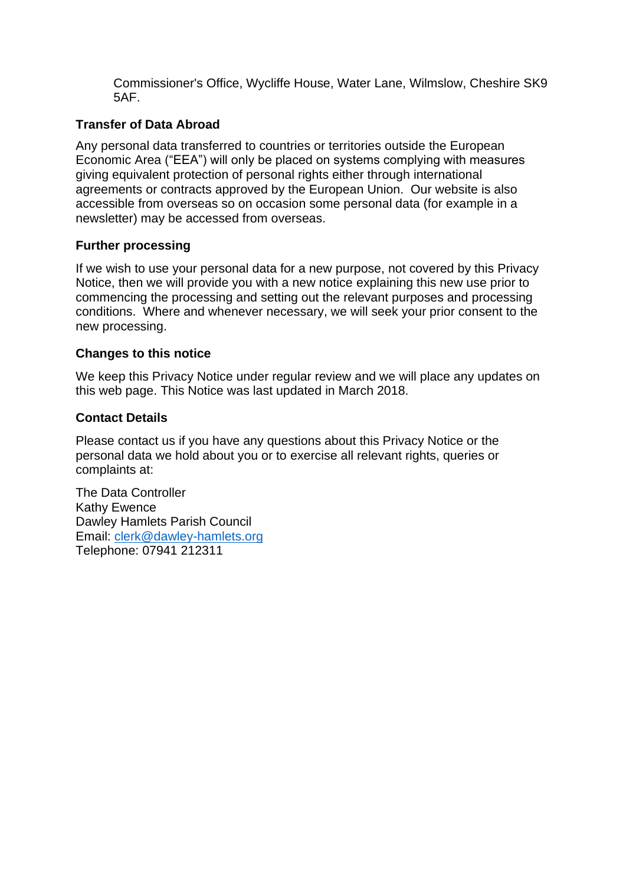Commissioner's Office, Wycliffe House, Water Lane, Wilmslow, Cheshire SK9 5AF.

### Transfer of Data Abroad

Any personal data transferred to countries or territories outside the European Economic Area ("EEA") will only be placed on systems complying with measures giving equivalent protection of personal rights either through international agreements or contracts approved by the European Union. Our website is also accessible from overseas so on occasion some personal data (for example in a newsletter) may be accessed from overseas.

### Further processing

If we wish to use your personal data for a new purpose, not covered by this Privacy Notice, then we will provide you with a new notice explaining this new use prior to commencing the processing and setting out the relevant purposes and processing conditions. Where and whenever necessary, we will seek your prior consent to the new processing.

### Changes to this notice

We keep this Privacy Notice under regular review and we will place any updates on this web page. This Notice was last updated in March 2018.

### Contact Details

Please contact us if you have any questions about this Privacy Notice or the personal data we hold about you or to exercise all relevant rights, queries or complaints at:

The Data Controller
Kathy Ewence
Dawley Hamlets Parish Council
Email: clerk@dawley-hamlets.org
Telephone: 07941 212311